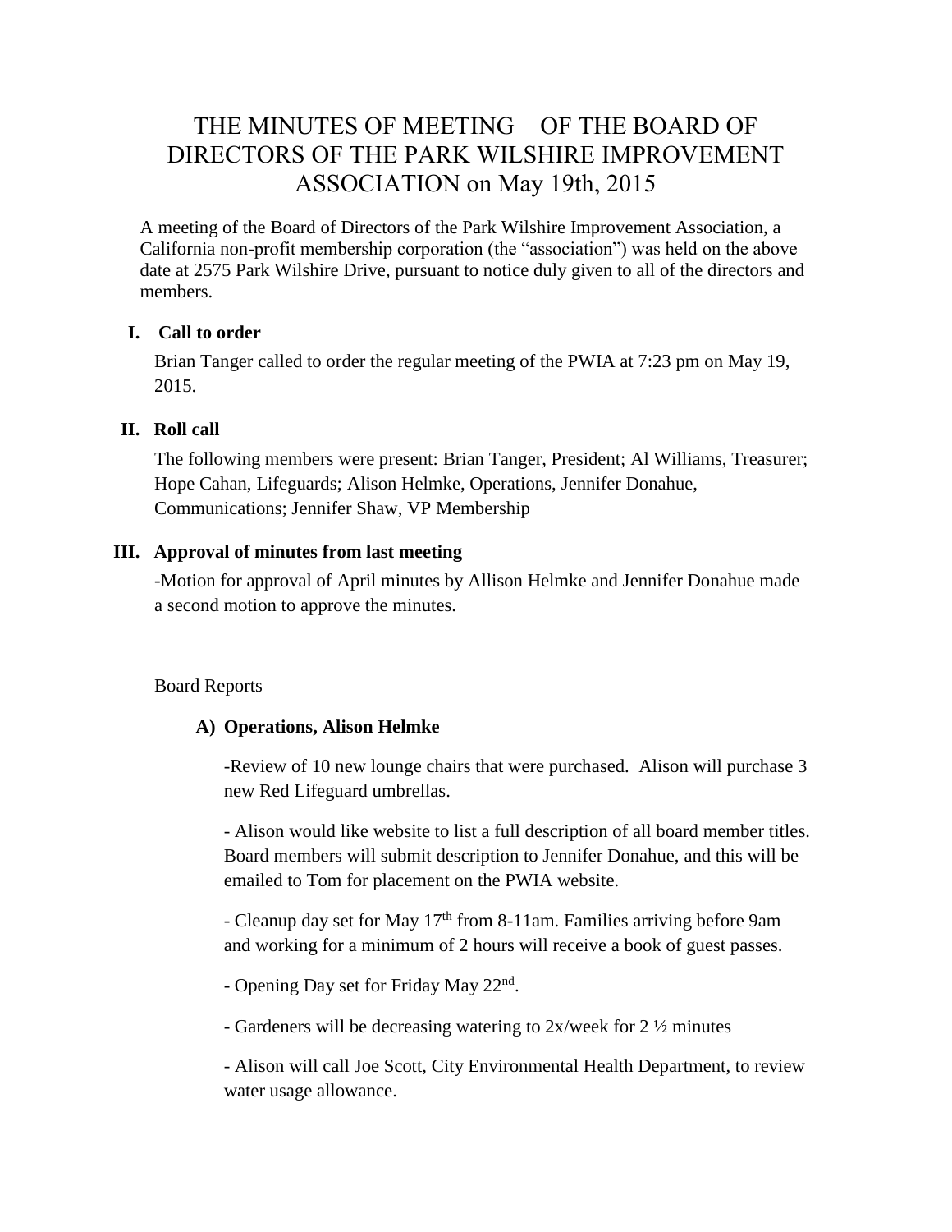# THE MINUTES OF MEETING OF THE BOARD OF DIRECTORS OF THE PARK WILSHIRE IMPROVEMENT ASSOCIATION on May 19th, 2015

A meeting of the Board of Directors of the Park Wilshire Improvement Association, a California non-profit membership corporation (the "association") was held on the above date at 2575 Park Wilshire Drive, pursuant to notice duly given to all of the directors and members.

## I. Call to order

Brian Tanger called to order the regular meeting of the PWIA at 7:23 pm on May 19, 2015.

## II. Roll call

The following members were present: Brian Tanger, President; Al Williams, Treasurer; Hope Cahan, Lifeguards; Alison Helmke, Operations, Jennifer Donahue, Communications; Jennifer Shaw, VP Membership

## III. Approval of minutes from last meeting

-Motion for approval of April minutes by Allison Helmke and Jennifer Donahue made a second motion to approve the minutes.

Board Reports

### A) Operations, Alison Helmke

-Review of 10 new lounge chairs that were purchased. Alison will purchase 3 new Red Lifeguard umbrellas.

- Alison would like website to list a full description of all board member titles. Board members will submit description to Jennifer Donahue, and this will be emailed to Tom for placement on the PWIA website.

- Cleanup day set for May 17th from 8-11am. Families arriving before 9am and working for a minimum of 2 hours will receive a book of guest passes.

- Opening Day set for Friday May 22nd.

- Gardeners will be decreasing watering to 2x/week for 2 ½ minutes

- Alison will call Joe Scott, City Environmental Health Department, to review water usage allowance.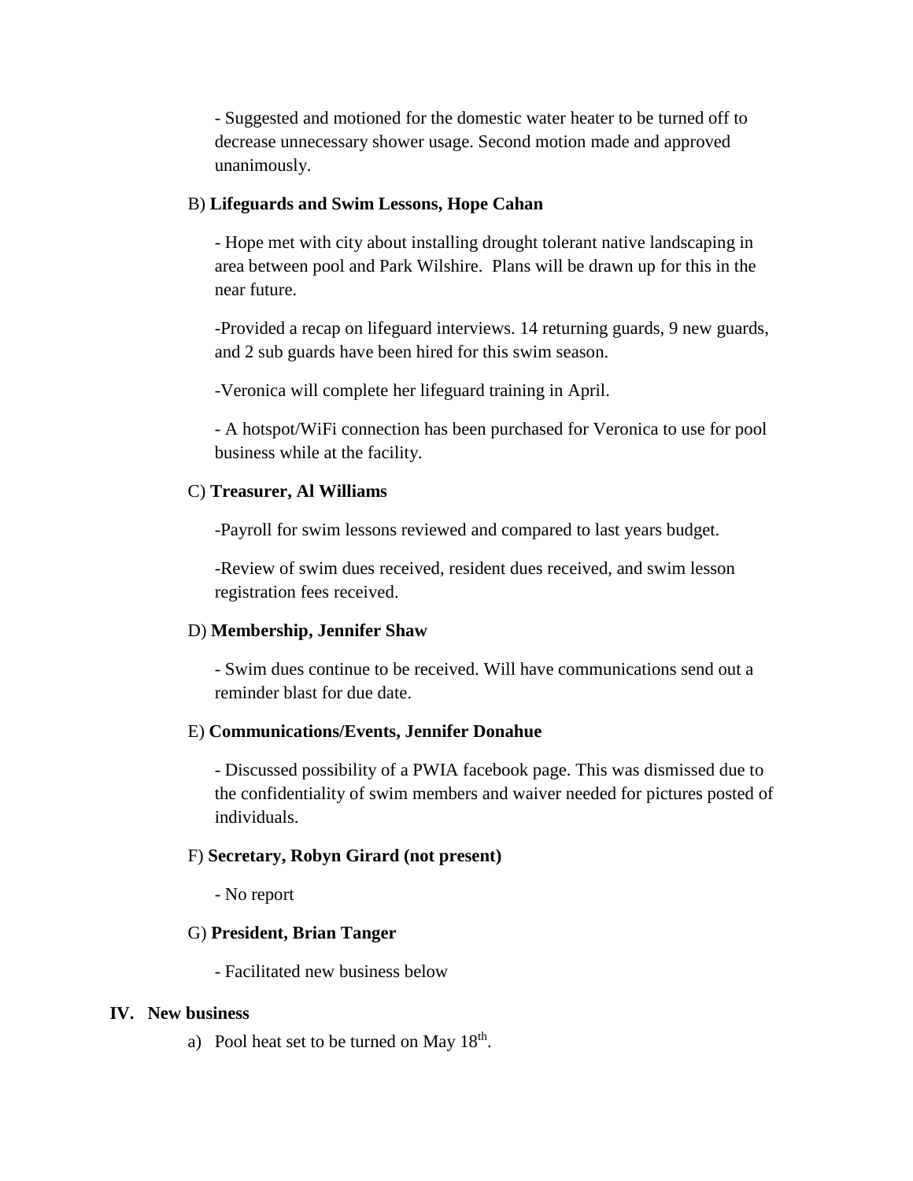- Suggested and motioned for the domestic water heater to be turned off to decrease unnecessary shower usage. Second motion made and approved unanimously.

B) **Lifeguards and Swim Lessons, Hope Cahan**

- Hope met with city about installing drought tolerant native landscaping in area between pool and Park Wilshire.  Plans will be drawn up for this in the near future.

-Provided a recap on lifeguard interviews. 14 returning guards, 9 new guards, and 2 sub guards have been hired for this swim season.

-Veronica will complete her lifeguard training in April.

- A hotspot/WiFi connection has been purchased for Veronica to use for pool business while at the facility.

C) **Treasurer, Al Williams**

-Payroll for swim lessons reviewed and compared to last years budget.

-Review of swim dues received, resident dues received, and swim lesson registration fees received.

D) **Membership, Jennifer Shaw**

- Swim dues continue to be received. Will have communications send out a reminder blast for due date.

E) **Communications/Events, Jennifer Donahue**

- Discussed possibility of a PWIA facebook page. This was dismissed due to the confidentiality of swim members and waiver needed for pictures posted of individuals.

F) **Secretary, Robyn Girard (not present)**

- No report

G) **President, Brian Tanger**

- Facilitated new business below

**IV. New business**

a) Pool heat set to be turned on May 18th.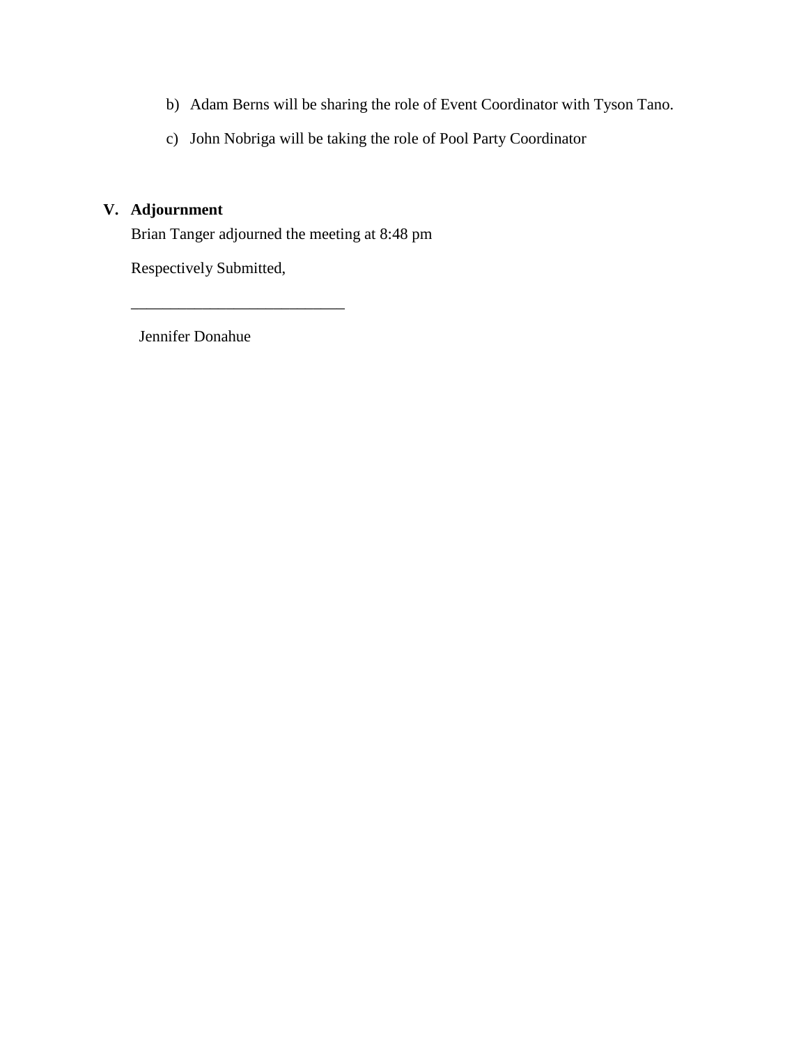b) Adam Berns will be sharing the role of Event Coordinator with Tyson Tano.

c) John Nobriga will be taking the role of Pool Party Coordinator

## V. Adjournment

Brian Tanger adjourned the meeting at 8:48 pm

Respectively Submitted,

___________________________

Jennifer Donahue